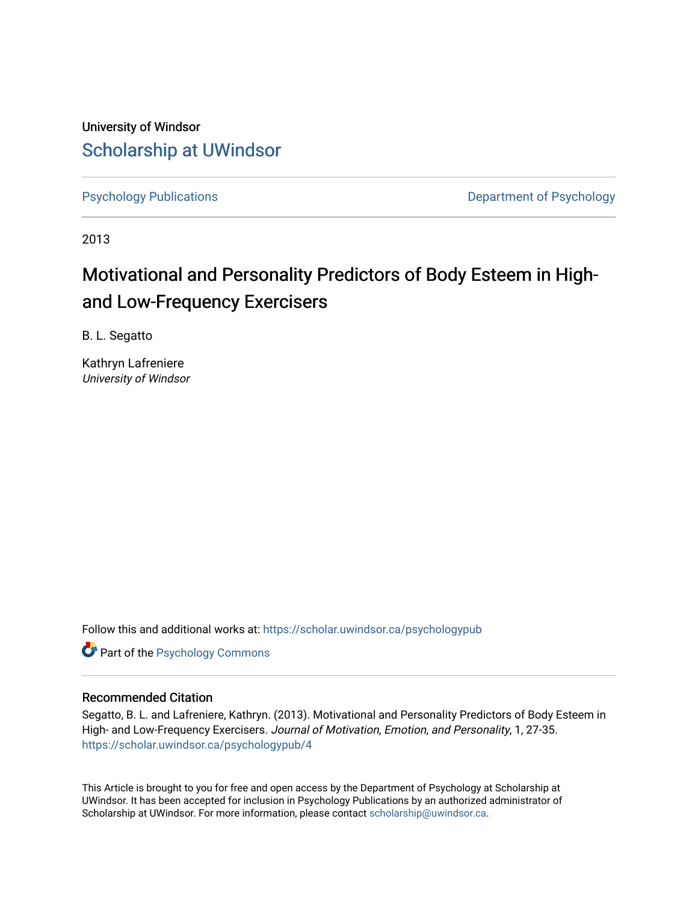University of Windsor

# Scholarship at UWindsor

Psychology Publications

Department of Psychology

2013

## Motivational and Personality Predictors of Body Esteem in High- and Low-Frequency Exercisers

B. L. Segatto

Kathryn Lafreniere
*University of Windsor*

Follow this and additional works at: https://scholar.uwindsor.ca/psychologypub

Part of the Psychology Commons

### Recommended Citation

Segatto, B. L. and Lafreniere, Kathryn. (2013). Motivational and Personality Predictors of Body Esteem in High- and Low-Frequency Exercisers. *Journal of Motivation, Emotion, and Personality*, 1, 27-35.
https://scholar.uwindsor.ca/psychologypub/4

This Article is brought to you for free and open access by the Department of Psychology at Scholarship at UWindsor. It has been accepted for inclusion in Psychology Publications by an authorized administrator of Scholarship at UWindsor. For more information, please contact scholarship@uwindsor.ca.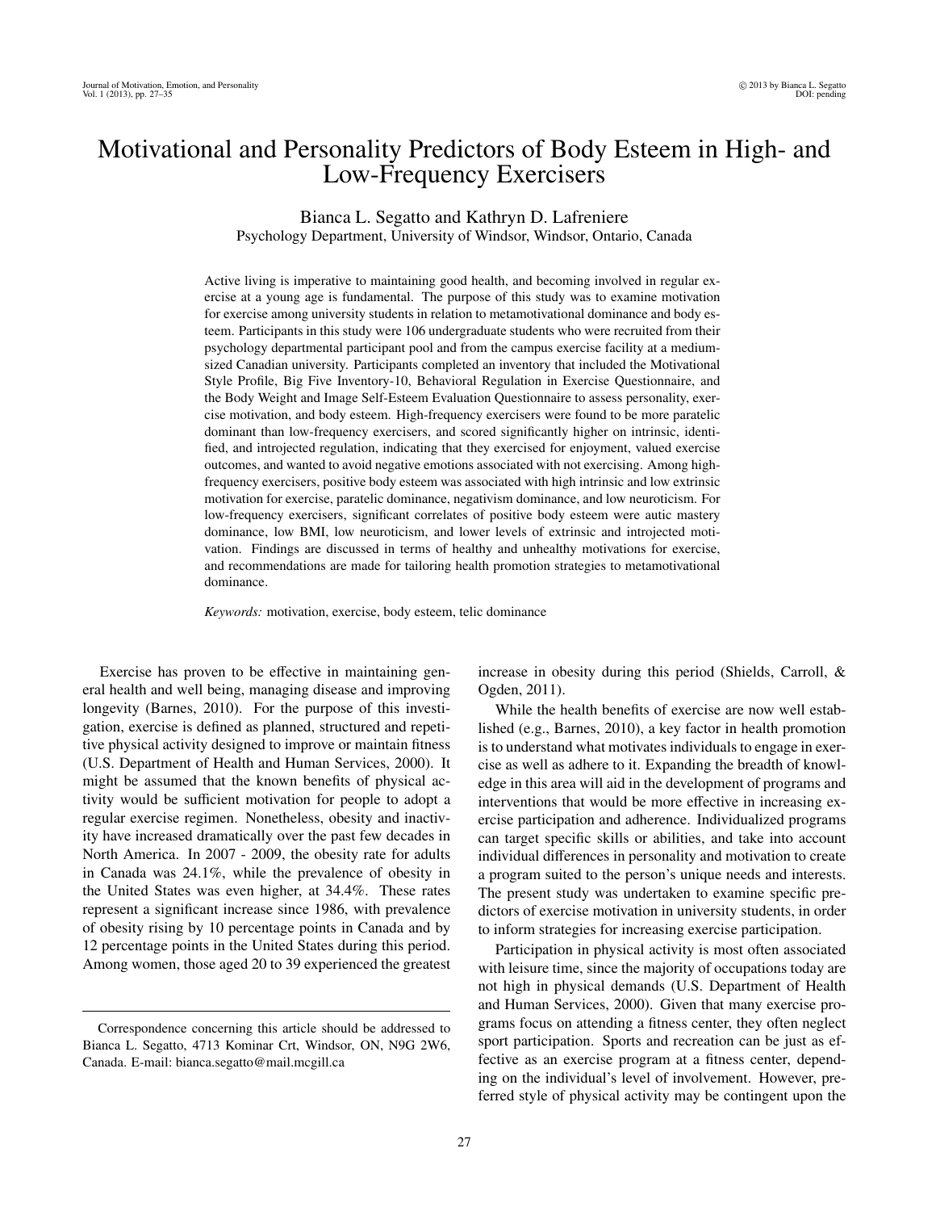# Motivational and Personality Predictors of Body Esteem in High- and Low-Frequency Exercisers

Bianca L. Segatto and Kathryn D. Lafreniere
Psychology Department, University of Windsor, Windsor, Ontario, Canada

Active living is imperative to maintaining good health, and becoming involved in regular exercise at a young age is fundamental. The purpose of this study was to examine motivation for exercise among university students in relation to metamotivational dominance and body esteem. Participants in this study were 106 undergraduate students who were recruited from their psychology departmental participant pool and from the campus exercise facility at a medium-sized Canadian university. Participants completed an inventory that included the Motivational Style Profile, Big Five Inventory-10, Behavioral Regulation in Exercise Questionnaire, and the Body Weight and Image Self-Esteem Evaluation Questionnaire to assess personality, exercise motivation, and body esteem. High-frequency exercisers were found to be more paratelic dominant than low-frequency exercisers, and scored significantly higher on intrinsic, identified, and introjected regulation, indicating that they exercised for enjoyment, valued exercise outcomes, and wanted to avoid negative emotions associated with not exercising. Among high-frequency exercisers, positive body esteem was associated with high intrinsic and low extrinsic motivation for exercise, paratelic dominance, negativism dominance, and low neuroticism. For low-frequency exercisers, significant correlates of positive body esteem were autic mastery dominance, low BMI, low neuroticism, and lower levels of extrinsic and introjected motivation. Findings are discussed in terms of healthy and unhealthy motivations for exercise, and recommendations are made for tailoring health promotion strategies to metamotivational dominance.

*Keywords:* motivation, exercise, body esteem, telic dominance

Exercise has proven to be effective in maintaining general health and well being, managing disease and improving longevity (Barnes, 2010). For the purpose of this investigation, exercise is defined as planned, structured and repetitive physical activity designed to improve or maintain fitness (U.S. Department of Health and Human Services, 2000). It might be assumed that the known benefits of physical activity would be sufficient motivation for people to adopt a regular exercise regimen. Nonetheless, obesity and inactivity have increased dramatically over the past few decades in North America. In 2007 - 2009, the obesity rate for adults in Canada was 24.1%, while the prevalence of obesity in the United States was even higher, at 34.4%. These rates represent a significant increase since 1986, with prevalence of obesity rising by 10 percentage points in Canada and by 12 percentage points in the United States during this period. Among women, those aged 20 to 39 experienced the greatest increase in obesity during this period (Shields, Carroll, & Ogden, 2011).

While the health benefits of exercise are now well established (e.g., Barnes, 2010), a key factor in health promotion is to understand what motivates individuals to engage in exercise as well as adhere to it. Expanding the breadth of knowledge in this area will aid in the development of programs and interventions that would be more effective in increasing exercise participation and adherence. Individualized programs can target specific skills or abilities, and take into account individual differences in personality and motivation to create a program suited to the person's unique needs and interests. The present study was undertaken to examine specific predictors of exercise motivation in university students, in order to inform strategies for increasing exercise participation.

Participation in physical activity is most often associated with leisure time, since the majority of occupations today are not high in physical demands (U.S. Department of Health and Human Services, 2000). Given that many exercise programs focus on attending a fitness center, they often neglect sport participation. Sports and recreation can be just as effective as an exercise program at a fitness center, depending on the individual's level of involvement. However, preferred style of physical activity may be contingent upon the

Correspondence concerning this article should be addressed to Bianca L. Segatto, 4713 Kominar Crt, Windsor, ON, N9G 2W6, Canada. E-mail: bianca.segatto@mail.mcgill.ca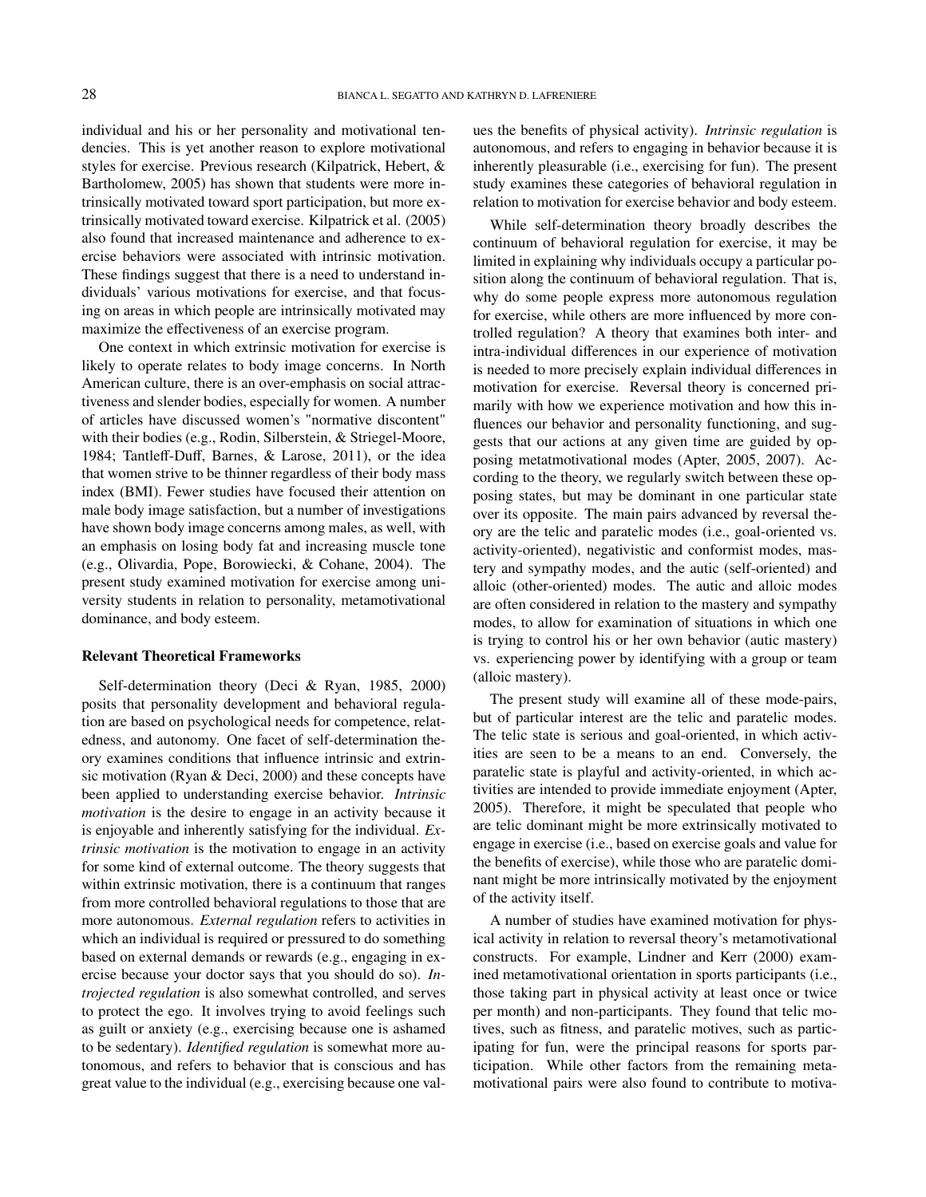individual and his or her personality and motivational tendencies. This is yet another reason to explore motivational styles for exercise. Previous research (Kilpatrick, Hebert, & Bartholomew, 2005) has shown that students were more intrinsically motivated toward sport participation, but more extrinsically motivated toward exercise. Kilpatrick et al. (2005) also found that increased maintenance and adherence to exercise behaviors were associated with intrinsic motivation. These findings suggest that there is a need to understand individuals' various motivations for exercise, and that focusing on areas in which people are intrinsically motivated may maximize the effectiveness of an exercise program.

One context in which extrinsic motivation for exercise is likely to operate relates to body image concerns. In North American culture, there is an over-emphasis on social attractiveness and slender bodies, especially for women. A number of articles have discussed women's "normative discontent" with their bodies (e.g., Rodin, Silberstein, & Striegel-Moore, 1984; Tantleff-Duff, Barnes, & Larose, 2011), or the idea that women strive to be thinner regardless of their body mass index (BMI). Fewer studies have focused their attention on male body image satisfaction, but a number of investigations have shown body image concerns among males, as well, with an emphasis on losing body fat and increasing muscle tone (e.g., Olivardia, Pope, Borowiecki, & Cohane, 2004). The present study examined motivation for exercise among university students in relation to personality, metamotivational dominance, and body esteem.

### Relevant Theoretical Frameworks

Self-determination theory (Deci & Ryan, 1985, 2000) posits that personality development and behavioral regulation are based on psychological needs for competence, relatedness, and autonomy. One facet of self-determination theory examines conditions that influence intrinsic and extrinsic motivation (Ryan & Deci, 2000) and these concepts have been applied to understanding exercise behavior. *Intrinsic motivation* is the desire to engage in an activity because it is enjoyable and inherently satisfying for the individual. *Extrinsic motivation* is the motivation to engage in an activity for some kind of external outcome. The theory suggests that within extrinsic motivation, there is a continuum that ranges from more controlled behavioral regulations to those that are more autonomous. *External regulation* refers to activities in which an individual is required or pressured to do something based on external demands or rewards (e.g., engaging in exercise because your doctor says that you should do so). *Introjected regulation* is also somewhat controlled, and serves to protect the ego. It involves trying to avoid feelings such as guilt or anxiety (e.g., exercising because one is ashamed to be sedentary). *Identified regulation* is somewhat more autonomous, and refers to behavior that is conscious and has great value to the individual (e.g., exercising because one values the benefits of physical activity). *Intrinsic regulation* is autonomous, and refers to engaging in behavior because it is inherently pleasurable (i.e., exercising for fun). The present study examines these categories of behavioral regulation in relation to motivation for exercise behavior and body esteem.

While self-determination theory broadly describes the continuum of behavioral regulation for exercise, it may be limited in explaining why individuals occupy a particular position along the continuum of behavioral regulation. That is, why do some people express more autonomous regulation for exercise, while others are more influenced by more controlled regulation? A theory that examines both inter- and intra-individual differences in our experience of motivation is needed to more precisely explain individual differences in motivation for exercise. Reversal theory is concerned primarily with how we experience motivation and how this influences our behavior and personality functioning, and suggests that our actions at any given time are guided by opposing metatmotivational modes (Apter, 2005, 2007). According to the theory, we regularly switch between these opposing states, but may be dominant in one particular state over its opposite. The main pairs advanced by reversal theory are the telic and paratelic modes (i.e., goal-oriented vs. activity-oriented), negativistic and conformist modes, mastery and sympathy modes, and the autic (self-oriented) and alloic (other-oriented) modes. The autic and alloic modes are often considered in relation to the mastery and sympathy modes, to allow for examination of situations in which one is trying to control his or her own behavior (autic mastery) vs. experiencing power by identifying with a group or team (alloic mastery).

The present study will examine all of these mode-pairs, but of particular interest are the telic and paratelic modes. The telic state is serious and goal-oriented, in which activities are seen to be a means to an end. Conversely, the paratelic state is playful and activity-oriented, in which activities are intended to provide immediate enjoyment (Apter, 2005). Therefore, it might be speculated that people who are telic dominant might be more extrinsically motivated to engage in exercise (i.e., based on exercise goals and value for the benefits of exercise), while those who are paratelic dominant might be more intrinsically motivated by the enjoyment of the activity itself.

A number of studies have examined motivation for physical activity in relation to reversal theory's metamotivational constructs. For example, Lindner and Kerr (2000) examined metamotivational orientation in sports participants (i.e., those taking part in physical activity at least once or twice per month) and non-participants. They found that telic motives, such as fitness, and paratelic motives, such as participating for fun, were the principal reasons for sports participation. While other factors from the remaining metamotivational pairs were also found to contribute to motiva-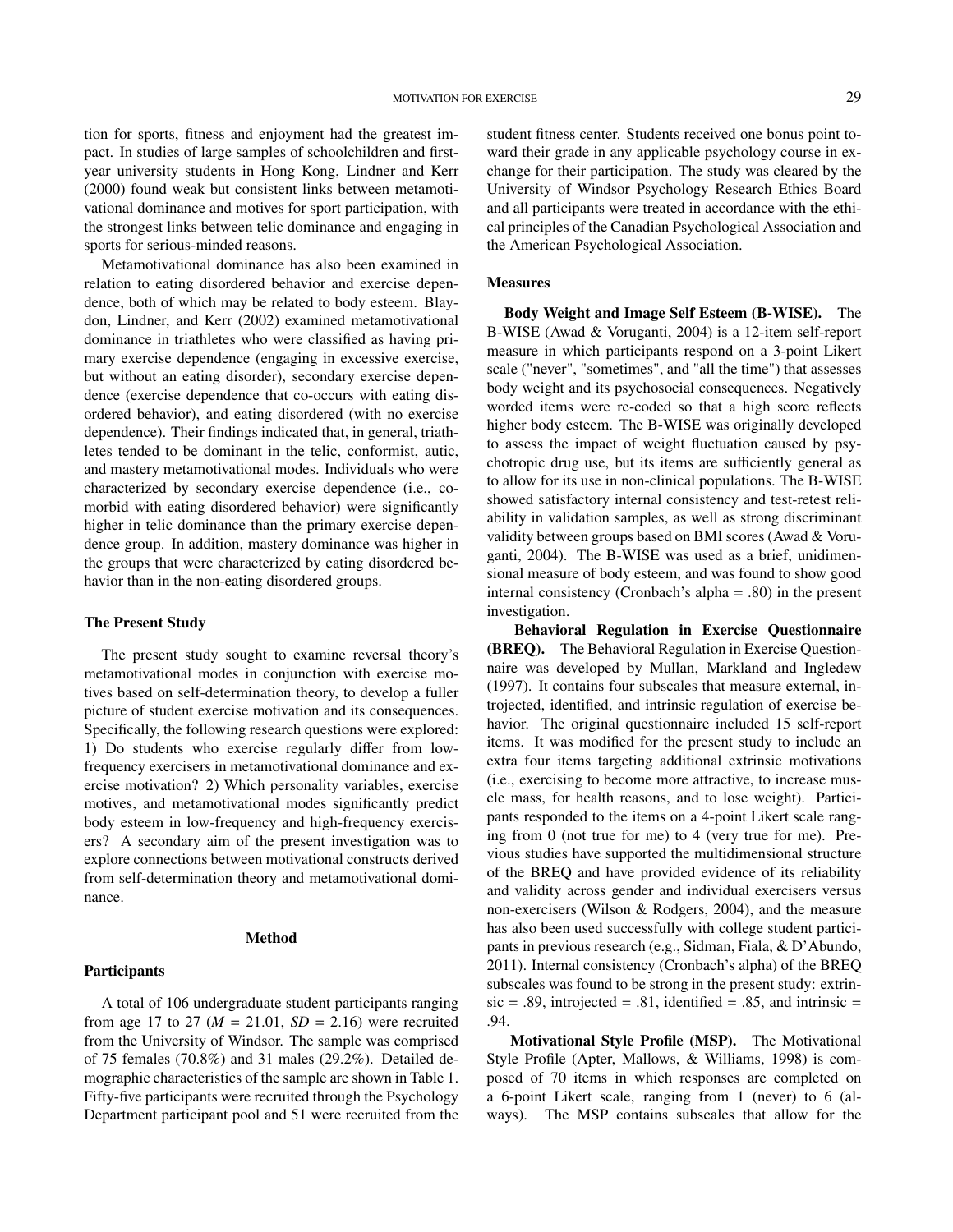tion for sports, fitness and enjoyment had the greatest impact. In studies of large samples of schoolchildren and first-year university students in Hong Kong, Lindner and Kerr (2000) found weak but consistent links between metamotivational dominance and motives for sport participation, with the strongest links between telic dominance and engaging in sports for serious-minded reasons.

Metamotivational dominance has also been examined in relation to eating disordered behavior and exercise dependence, both of which may be related to body esteem. Blaydon, Lindner, and Kerr (2002) examined metamotivational dominance in triathletes who were classified as having primary exercise dependence (engaging in excessive exercise, but without an eating disorder), secondary exercise dependence (exercise dependence that co-occurs with eating disordered behavior), and eating disordered (with no exercise dependence). Their findings indicated that, in general, triathletes tended to be dominant in the telic, conformist, autic, and mastery metamotivational modes. Individuals who were characterized by secondary exercise dependence (i.e., comorbid with eating disordered behavior) were significantly higher in telic dominance than the primary exercise dependence group. In addition, mastery dominance was higher in the groups that were characterized by eating disordered behavior than in the non-eating disordered groups.

### The Present Study

The present study sought to examine reversal theory's metamotivational modes in conjunction with exercise motives based on self-determination theory, to develop a fuller picture of student exercise motivation and its consequences. Specifically, the following research questions were explored: 1) Do students who exercise regularly differ from low-frequency exercisers in metamotivational dominance and exercise motivation? 2) Which personality variables, exercise motives, and metamotivational modes significantly predict body esteem in low-frequency and high-frequency exercisers? A secondary aim of the present investigation was to explore connections between motivational constructs derived from self-determination theory and metamotivational dominance.

## Method

### Participants

A total of 106 undergraduate student participants ranging from age 17 to 27 (*M* = 21.01, *SD* = 2.16) were recruited from the University of Windsor. The sample was comprised of 75 females (70.8%) and 31 males (29.2%). Detailed demographic characteristics of the sample are shown in Table 1. Fifty-five participants were recruited through the Psychology Department participant pool and 51 were recruited from the student fitness center. Students received one bonus point toward their grade in any applicable psychology course in exchange for their participation. The study was cleared by the University of Windsor Psychology Research Ethics Board and all participants were treated in accordance with the ethical principles of the Canadian Psychological Association and the American Psychological Association.

### Measures

**Body Weight and Image Self Esteem (B-WISE).** The B-WISE (Awad & Voruganti, 2004) is a 12-item self-report measure in which participants respond on a 3-point Likert scale ("never", "sometimes", and "all the time") that assesses body weight and its psychosocial consequences. Negatively worded items were re-coded so that a high score reflects higher body esteem. The B-WISE was originally developed to assess the impact of weight fluctuation caused by psychotropic drug use, but its items are sufficiently general as to allow for its use in non-clinical populations. The B-WISE showed satisfactory internal consistency and test-retest reliability in validation samples, as well as strong discriminant validity between groups based on BMI scores (Awad & Voruganti, 2004). The B-WISE was used as a brief, unidimensional measure of body esteem, and was found to show good internal consistency (Cronbach's alpha = .80) in the present investigation.

**Behavioral Regulation in Exercise Questionnaire (BREQ).** The Behavioral Regulation in Exercise Questionnaire was developed by Mullan, Markland and Ingledew (1997). It contains four subscales that measure external, introjected, identified, and intrinsic regulation of exercise behavior. The original questionnaire included 15 self-report items. It was modified for the present study to include an extra four items targeting additional extrinsic motivations (i.e., exercising to become more attractive, to increase muscle mass, for health reasons, and to lose weight). Participants responded to the items on a 4-point Likert scale ranging from 0 (not true for me) to 4 (very true for me). Previous studies have supported the multidimensional structure of the BREQ and have provided evidence of its reliability and validity across gender and individual exercisers versus non-exercisers (Wilson & Rodgers, 2004), and the measure has also been used successfully with college student participants in previous research (e.g., Sidman, Fiala, & D'Abundo, 2011). Internal consistency (Cronbach's alpha) of the BREQ subscales was found to be strong in the present study: extrinsic = .89, introjected = .81, identified = .85, and intrinsic = .94.

**Motivational Style Profile (MSP).** The Motivational Style Profile (Apter, Mallows, & Williams, 1998) is composed of 70 items in which responses are completed on a 6-point Likert scale, ranging from 1 (never) to 6 (always). The MSP contains subscales that allow for the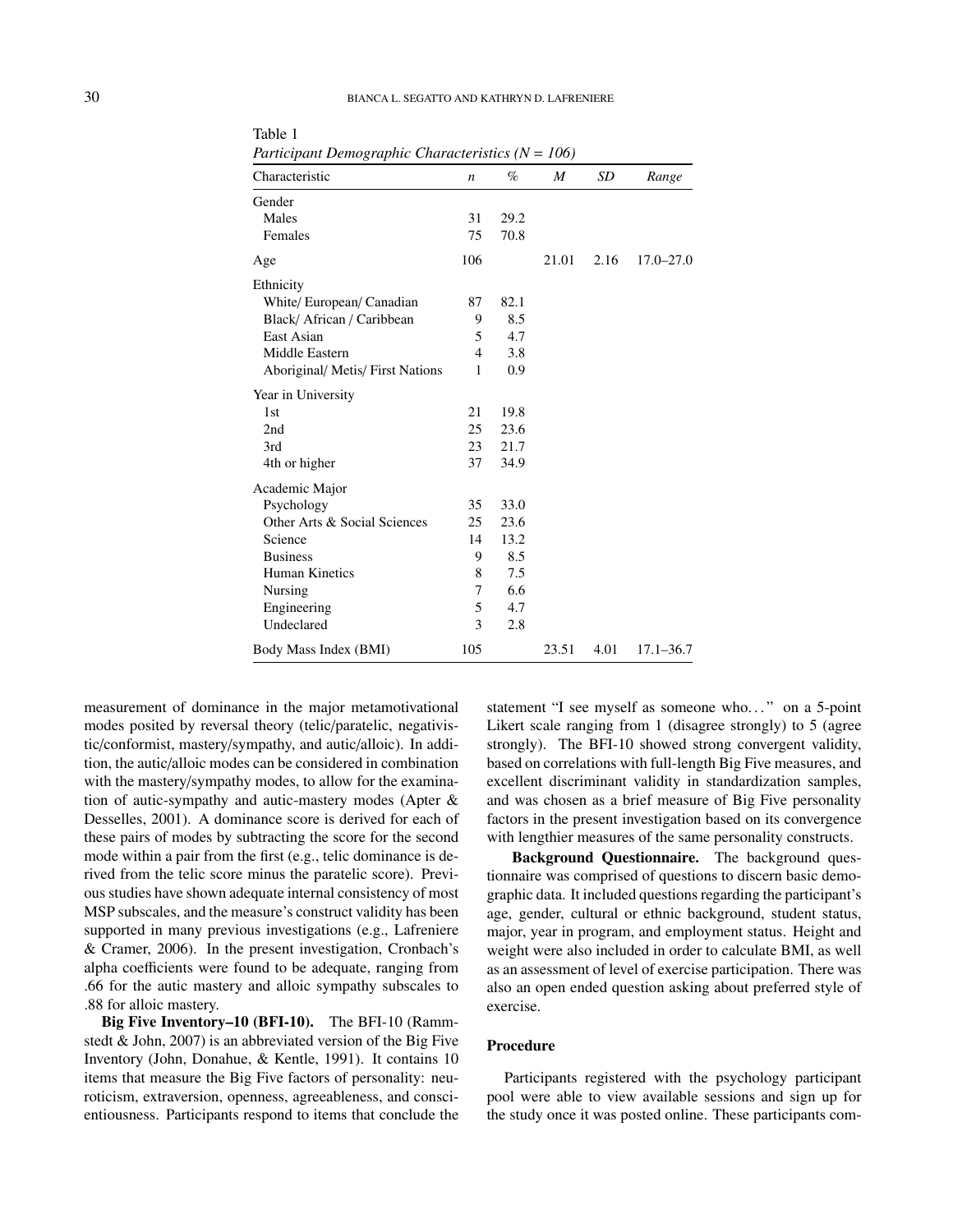Table 1
*Participant Demographic Characteristics (N = 106)*

| Characteristic | *n* | % | *M* | *SD* | *Range* |
|---|---|---|---|---|---|
| Gender | | | | | |
| Males | 31 | 29.2 | | | |
| Females | 75 | 70.8 | | | |
| Age | 106 | | 21.01 | 2.16 | 17.0–27.0 |
| Ethnicity | | | | | |
| White/ European/ Canadian | 87 | 82.1 | | | |
| Black/ African / Caribbean | 9 | 8.5 | | | |
| East Asian | 5 | 4.7 | | | |
| Middle Eastern | 4 | 3.8 | | | |
| Aboriginal/ Metis/ First Nations | 1 | 0.9 | | | |
| Year in University | | | | | |
| 1st | 21 | 19.8 | | | |
| 2nd | 25 | 23.6 | | | |
| 3rd | 23 | 21.7 | | | |
| 4th or higher | 37 | 34.9 | | | |
| Academic Major | | | | | |
| Psychology | 35 | 33.0 | | | |
| Other Arts & Social Sciences | 25 | 23.6 | | | |
| Science | 14 | 13.2 | | | |
| Business | 9 | 8.5 | | | |
| Human Kinetics | 8 | 7.5 | | | |
| Nursing | 7 | 6.6 | | | |
| Engineering | 5 | 4.7 | | | |
| Undeclared | 3 | 2.8 | | | |
| Body Mass Index (BMI) | 105 | | 23.51 | 4.01 | 17.1–36.7 |

measurement of dominance in the major metamotivational modes posited by reversal theory (telic/paratelic, negativistic/conformist, mastery/sympathy, and autic/alloic). In addition, the autic/alloic modes can be considered in combination with the mastery/sympathy modes, to allow for the examination of autic-sympathy and autic-mastery modes (Apter & Desselles, 2001). A dominance score is derived for each of these pairs of modes by subtracting the score for the second mode within a pair from the first (e.g., telic dominance is derived from the telic score minus the paratelic score). Previous studies have shown adequate internal consistency of most MSP subscales, and the measure's construct validity has been supported in many previous investigations (e.g., Lafreniere & Cramer, 2006). In the present investigation, Cronbach's alpha coefficients were found to be adequate, ranging from .66 for the autic mastery and alloic sympathy subscales to .88 for alloic mastery.

**Big Five Inventory–10 (BFI-10).** The BFI-10 (Rammstedt & John, 2007) is an abbreviated version of the Big Five Inventory (John, Donahue, & Kentle, 1991). It contains 10 items that measure the Big Five factors of personality: neuroticism, extraversion, openness, agreeableness, and conscientiousness. Participants respond to items that conclude the statement "I see myself as someone who..." on a 5-point Likert scale ranging from 1 (disagree strongly) to 5 (agree strongly). The BFI-10 showed strong convergent validity, based on correlations with full-length Big Five measures, and excellent discriminant validity in standardization samples, and was chosen as a brief measure of Big Five personality factors in the present investigation based on its convergence with lengthier measures of the same personality constructs.

**Background Questionnaire.** The background questionnaire was comprised of questions to discern basic demographic data. It included questions regarding the participant's age, gender, cultural or ethnic background, student status, major, year in program, and employment status. Height and weight were also included in order to calculate BMI, as well as an assessment of level of exercise participation. There was also an open ended question asking about preferred style of exercise.

### Procedure

Participants registered with the psychology participant pool were able to view available sessions and sign up for the study once it was posted online. These participants com-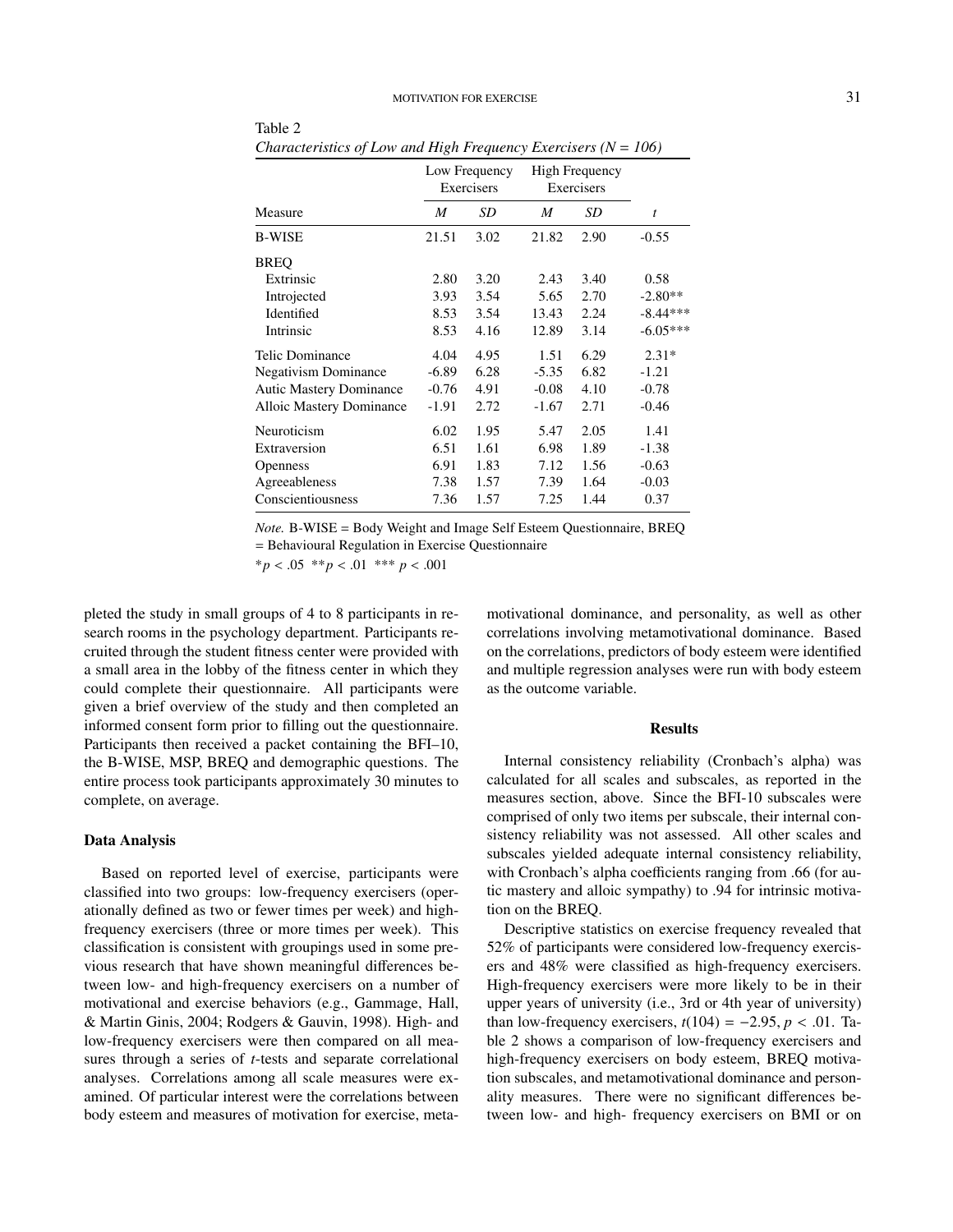Table 2
*Characteristics of Low and High Frequency Exercisers (N = 106)*

| | Low Frequency Exercisers | | High Frequency Exercisers | | |
|---|---|---|---|---|---|
| Measure | *M* | *SD* | *M* | *SD* | *t* |
| B-WISE | 21.51 | 3.02 | 21.82 | 2.90 | -0.55 |
| BREQ | | | | | |
| Extrinsic | 2.80 | 3.20 | 2.43 | 3.40 | 0.58 |
| Introjected | 3.93 | 3.54 | 5.65 | 2.70 | -2.80** |
| Identified | 8.53 | 3.54 | 13.43 | 2.24 | -8.44*** |
| Intrinsic | 8.53 | 4.16 | 12.89 | 3.14 | -6.05*** |
| Telic Dominance | 4.04 | 4.95 | 1.51 | 6.29 | 2.31* |
| Negativism Dominance | -6.89 | 6.28 | -5.35 | 6.82 | -1.21 |
| Autic Mastery Dominance | -0.76 | 4.91 | -0.08 | 4.10 | -0.78 |
| Alloic Mastery Dominance | -1.91 | 2.72 | -1.67 | 2.71 | -0.46 |
| Neuroticism | 6.02 | 1.95 | 5.47 | 2.05 | 1.41 |
| Extraversion | 6.51 | 1.61 | 6.98 | 1.89 | -1.38 |
| Openness | 6.91 | 1.83 | 7.12 | 1.56 | -0.63 |
| Agreeableness | 7.38 | 1.57 | 7.39 | 1.64 | -0.03 |
| Conscientiousness | 7.36 | 1.57 | 7.25 | 1.44 | 0.37 |

*Note.* B-WISE = Body Weight and Image Self Esteem Questionnaire, BREQ = Behavioural Regulation in Exercise Questionnaire

$^{*}p < .05$ $^{**}p < .01$ $^{***}p < .001$

pleted the study in small groups of 4 to 8 participants in research rooms in the psychology department. Participants recruited through the student fitness center were provided with a small area in the lobby of the fitness center in which they could complete their questionnaire. All participants were given a brief overview of the study and then completed an informed consent form prior to filling out the questionnaire. Participants then received a packet containing the BFI–10, the B-WISE, MSP, BREQ and demographic questions. The entire process took participants approximately 30 minutes to complete, on average.

### Data Analysis

Based on reported level of exercise, participants were classified into two groups: low-frequency exercisers (operationally defined as two or fewer times per week) and high-frequency exercisers (three or more times per week). This classification is consistent with groupings used in some previous research that have shown meaningful differences between low- and high-frequency exercisers on a number of motivational and exercise behaviors (e.g., Gammage, Hall, & Martin Ginis, 2004; Rodgers & Gauvin, 1998). High- and low-frequency exercisers were then compared on all measures through a series of *t*-tests and separate correlational analyses. Correlations among all scale measures were examined. Of particular interest were the correlations between body esteem and measures of motivation for exercise, metamotivational dominance, and personality, as well as other correlations involving metamotivational dominance. Based on the correlations, predictors of body esteem were identified and multiple regression analyses were run with body esteem as the outcome variable.

## Results

Internal consistency reliability (Cronbach's alpha) was calculated for all scales and subscales, as reported in the measures section, above. Since the BFI-10 subscales were comprised of only two items per subscale, their internal consistency reliability was not assessed. All other scales and subscales yielded adequate internal consistency reliability, with Cronbach's alpha coefficients ranging from .66 (for autic mastery and alloic sympathy) to .94 for intrinsic motivation on the BREQ.

Descriptive statistics on exercise frequency revealed that 52% of participants were considered low-frequency exercisers and 48% were classified as high-frequency exercisers. High-frequency exercisers were more likely to be in their upper years of university (i.e., 3rd or 4th year of university) than low-frequency exercisers, $t(104) = -2.95$, $p < .01$. Table 2 shows a comparison of low-frequency exercisers and high-frequency exercisers on body esteem, BREQ motivation subscales, and metamotivational dominance and personality measures. There were no significant differences between low- and high- frequency exercisers on BMI or on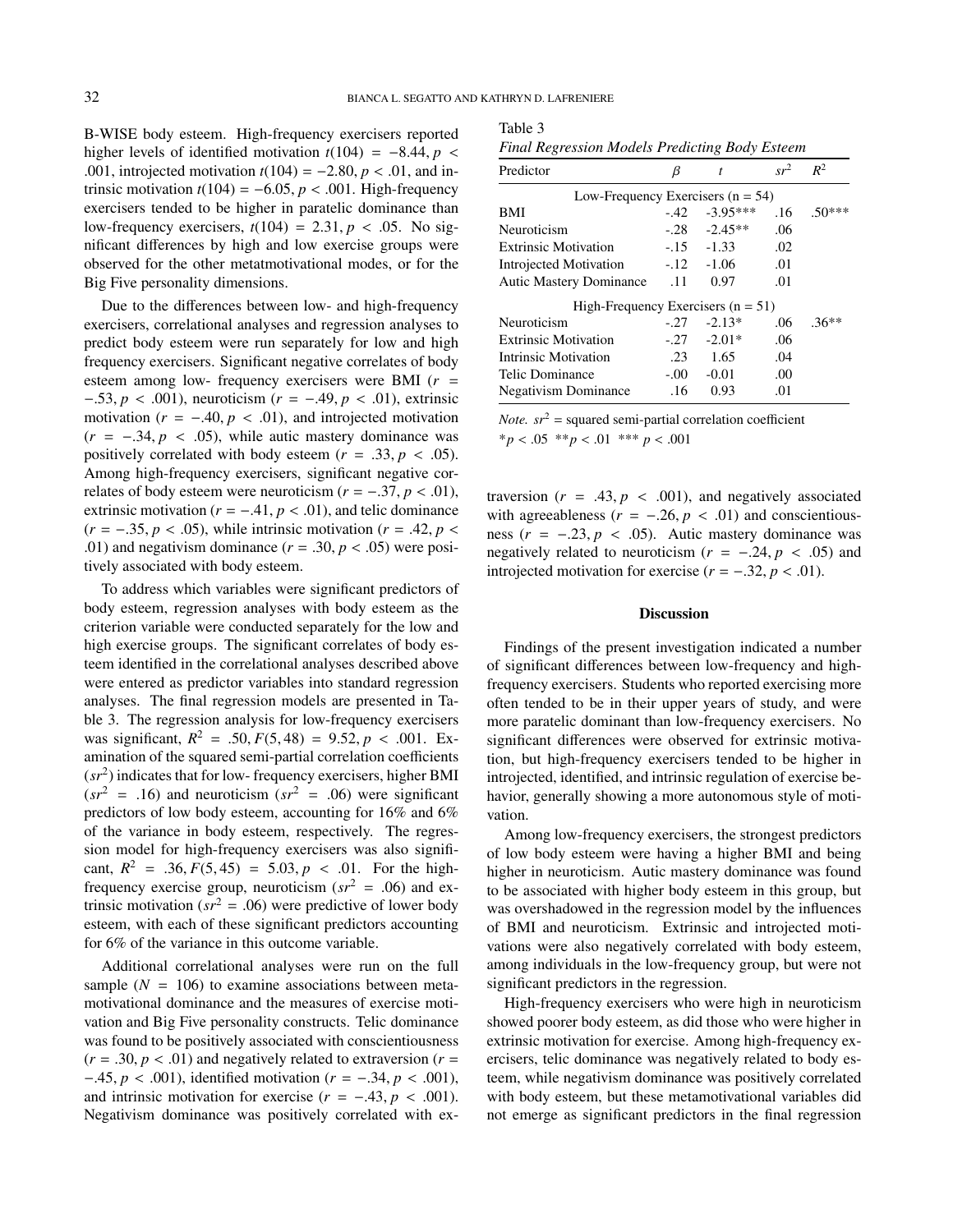B-WISE body esteem. High-frequency exercisers reported higher levels of identified motivation $t(104) = -8.44, p < .001$, introjected motivation $t(104) = -2.80, p < .01$, and intrinsic motivation $t(104) = -6.05, p < .001$. High-frequency exercisers tended to be higher in paratelic dominance than low-frequency exercisers, $t(104) = 2.31, p < .05$. No significant differences by high and low exercise groups were observed for the other metatmotivational modes, or for the Big Five personality dimensions.

Due to the differences between low- and high-frequency exercisers, correlational analyses and regression analyses to predict body esteem were run separately for low and high frequency exercisers. Significant negative correlates of body esteem among low- frequency exercisers were BMI ($r = -.53, p < .001$), neuroticism ($r = -.49, p < .01$), extrinsic motivation ($r = -.40, p < .01$), and introjected motivation ($r = -.34, p < .05$), while autic mastery dominance was positively correlated with body esteem ($r = .33, p < .05$). Among high-frequency exercisers, significant negative correlates of body esteem were neuroticism ($r = -.37, p < .01$), extrinsic motivation ($r = -.41, p < .01$), and telic dominance ($r = -.35, p < .05$), while intrinsic motivation ($r = .42, p < .01$) and negativism dominance ($r = .30, p < .05$) were positively associated with body esteem.

To address which variables were significant predictors of body esteem, regression analyses with body esteem as the criterion variable were conducted separately for the low and high exercise groups. The significant correlates of body esteem identified in the correlational analyses described above were entered as predictor variables into standard regression analyses. The final regression models are presented in Table 3. The regression analysis for low-frequency exercisers was significant, $R^2 = .50, F(5, 48) = 9.52, p < .001$. Examination of the squared semi-partial correlation coefficients ($sr^2$) indicates that for low- frequency exercisers, higher BMI ($sr^2 = .16$) and neuroticism ($sr^2 = .06$) were significant predictors of low body esteem, accounting for 16% and 6% of the variance in body esteem, respectively. The regression model for high-frequency exercisers was also significant, $R^2 = .36, F(5, 45) = 5.03, p < .01$. For the high-frequency exercise group, neuroticism ($sr^2 = .06$) and extrinsic motivation ($sr^2 = .06$) were predictive of lower body esteem, with each of these significant predictors accounting for 6% of the variance in this outcome variable.

Additional correlational analyses were run on the full sample ($N = 106$) to examine associations between metamotivational dominance and the measures of exercise motivation and Big Five personality constructs. Telic dominance was found to be positively associated with conscientiousness ($r = .30, p < .01$) and negatively related to extraversion ($r = -.45, p < .001$), identified motivation ($r = -.34, p < .001$), and intrinsic motivation for exercise ($r = -.43, p < .001$). Negativism dominance was positively correlated with extraversion ($r = .43, p < .001$), and negatively associated with agreeableness ($r = -.26, p < .01$) and conscientiousness ($r = -.23, p < .05$). Autic mastery dominance was negatively related to neuroticism ($r = -.24, p < .05$) and introjected motivation for exercise ($r = -.32, p < .01$).

Table 3

*Final Regression Models Predicting Body Esteem*

| Predictor | $\beta$ | $t$ | $sr^2$ | $R^2$ |
|---|---|---|---|---|
| Low-Frequency Exercisers (n = 54) | | | | |
| BMI | -.42 | -3.95*** | .16 | .50*** |
| Neuroticism | -.28 | -2.45** | .06 | |
| Extrinsic Motivation | -.15 | -1.33 | .02 | |
| Introjected Motivation | -.12 | -1.06 | .01 | |
| Autic Mastery Dominance | .11 | 0.97 | .01 | |
| High-Frequency Exercisers (n = 51) | | | | |
| Neuroticism | -.27 | -2.13* | .06 | .36** |
| Extrinsic Motivation | -.27 | -2.01* | .06 | |
| Intrinsic Motivation | .23 | 1.65 | .04 | |
| Telic Dominance | -.00 | -0.01 | .00 | |
| Negativism Dominance | .16 | 0.93 | .01 | |

*Note.* $sr^2$ = squared semi-partial correlation coefficient

\*$p < .05$ \*\*$p < .01$ \*\*\* $p < .001$

## Discussion

Findings of the present investigation indicated a number of significant differences between low-frequency and high-frequency exercisers. Students who reported exercising more often tended to be in their upper years of study, and were more paratelic dominant than low-frequency exercisers. No significant differences were observed for extrinsic motivation, but high-frequency exercisers tended to be higher in introjected, identified, and intrinsic regulation of exercise behavior, generally showing a more autonomous style of motivation.

Among low-frequency exercisers, the strongest predictors of low body esteem were having a higher BMI and being higher in neuroticism. Autic mastery dominance was found to be associated with higher body esteem in this group, but was overshadowed in the regression model by the influences of BMI and neuroticism. Extrinsic and introjected motivations were also negatively correlated with body esteem, among individuals in the low-frequency group, but were not significant predictors in the regression.

High-frequency exercisers who were high in neuroticism showed poorer body esteem, as did those who were higher in extrinsic motivation for exercise. Among high-frequency exercisers, telic dominance was negatively related to body esteem, while negativism dominance was positively correlated with body esteem, but these metamotivational variables did not emerge as significant predictors in the final regression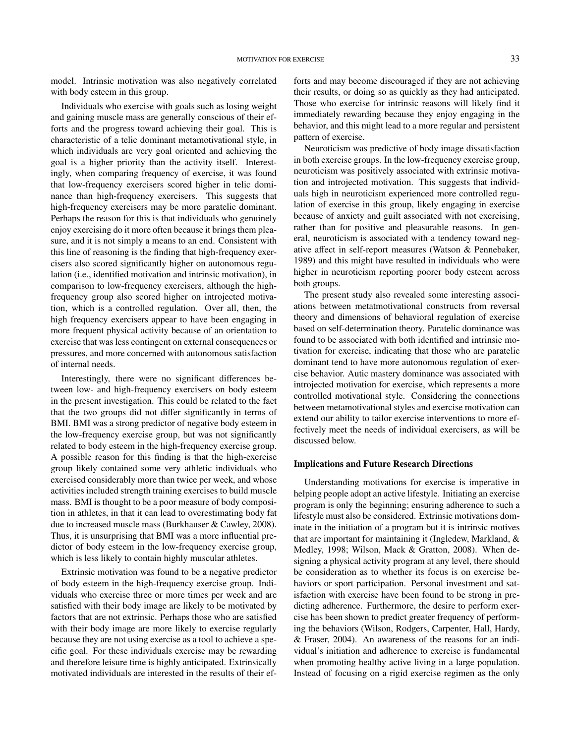model. Intrinsic motivation was also negatively correlated with body esteem in this group.

Individuals who exercise with goals such as losing weight and gaining muscle mass are generally conscious of their efforts and the progress toward achieving their goal. This is characteristic of a telic dominant metamotivational style, in which individuals are very goal oriented and achieving the goal is a higher priority than the activity itself. Interestingly, when comparing frequency of exercise, it was found that low-frequency exercisers scored higher in telic dominance than high-frequency exercisers. This suggests that high-frequency exercisers may be more paratelic dominant. Perhaps the reason for this is that individuals who genuinely enjoy exercising do it more often because it brings them pleasure, and it is not simply a means to an end. Consistent with this line of reasoning is the finding that high-frequency exercisers also scored significantly higher on autonomous regulation (i.e., identified motivation and intrinsic motivation), in comparison to low-frequency exercisers, although the high-frequency group also scored higher on introjected motivation, which is a controlled regulation. Over all, then, the high frequency exercisers appear to have been engaging in more frequent physical activity because of an orientation to exercise that was less contingent on external consequences or pressures, and more concerned with autonomous satisfaction of internal needs.

Interestingly, there were no significant differences between low- and high-frequency exercisers on body esteem in the present investigation. This could be related to the fact that the two groups did not differ significantly in terms of BMI. BMI was a strong predictor of negative body esteem in the low-frequency exercise group, but was not significantly related to body esteem in the high-frequency exercise group. A possible reason for this finding is that the high-exercise group likely contained some very athletic individuals who exercised considerably more than twice per week, and whose activities included strength training exercises to build muscle mass. BMI is thought to be a poor measure of body composition in athletes, in that it can lead to overestimating body fat due to increased muscle mass (Burkhauser & Cawley, 2008). Thus, it is unsurprising that BMI was a more influential predictor of body esteem in the low-frequency exercise group, which is less likely to contain highly muscular athletes.

Extrinsic motivation was found to be a negative predictor of body esteem in the high-frequency exercise group. Individuals who exercise three or more times per week and are satisfied with their body image are likely to be motivated by factors that are not extrinsic. Perhaps those who are satisfied with their body image are more likely to exercise regularly because they are not using exercise as a tool to achieve a specific goal. For these individuals exercise may be rewarding and therefore leisure time is highly anticipated. Extrinsically motivated individuals are interested in the results of their efforts and may become discouraged if they are not achieving their results, or doing so as quickly as they had anticipated. Those who exercise for intrinsic reasons will likely find it immediately rewarding because they enjoy engaging in the behavior, and this might lead to a more regular and persistent pattern of exercise.

Neuroticism was predictive of body image dissatisfaction in both exercise groups. In the low-frequency exercise group, neuroticism was positively associated with extrinsic motivation and introjected motivation. This suggests that individuals high in neuroticism experienced more controlled regulation of exercise in this group, likely engaging in exercise because of anxiety and guilt associated with not exercising, rather than for positive and pleasurable reasons. In general, neuroticism is associated with a tendency toward negative affect in self-report measures (Watson & Pennebaker, 1989) and this might have resulted in individuals who were higher in neuroticism reporting poorer body esteem across both groups.

The present study also revealed some interesting associations between metatmotivational constructs from reversal theory and dimensions of behavioral regulation of exercise based on self-determination theory. Paratelic dominance was found to be associated with both identified and intrinsic motivation for exercise, indicating that those who are paratelic dominant tend to have more autonomous regulation of exercise behavior. Autic mastery dominance was associated with introjected motivation for exercise, which represents a more controlled motivational style. Considering the connections between metamotivational styles and exercise motivation can extend our ability to tailor exercise interventions to more effectively meet the needs of individual exercisers, as will be discussed below.

### Implications and Future Research Directions

Understanding motivations for exercise is imperative in helping people adopt an active lifestyle. Initiating an exercise program is only the beginning; ensuring adherence to such a lifestyle must also be considered. Extrinsic motivations dominate in the initiation of a program but it is intrinsic motives that are important for maintaining it (Ingledew, Markland, & Medley, 1998; Wilson, Mack & Gratton, 2008). When designing a physical activity program at any level, there should be consideration as to whether its focus is on exercise behaviors or sport participation. Personal investment and satisfaction with exercise have been found to be strong in predicting adherence. Furthermore, the desire to perform exercise has been shown to predict greater frequency of performing the behaviors (Wilson, Rodgers, Carpenter, Hall, Hardy, & Fraser, 2004). An awareness of the reasons for an individual's initiation and adherence to exercise is fundamental when promoting healthy active living in a large population. Instead of focusing on a rigid exercise regimen as the only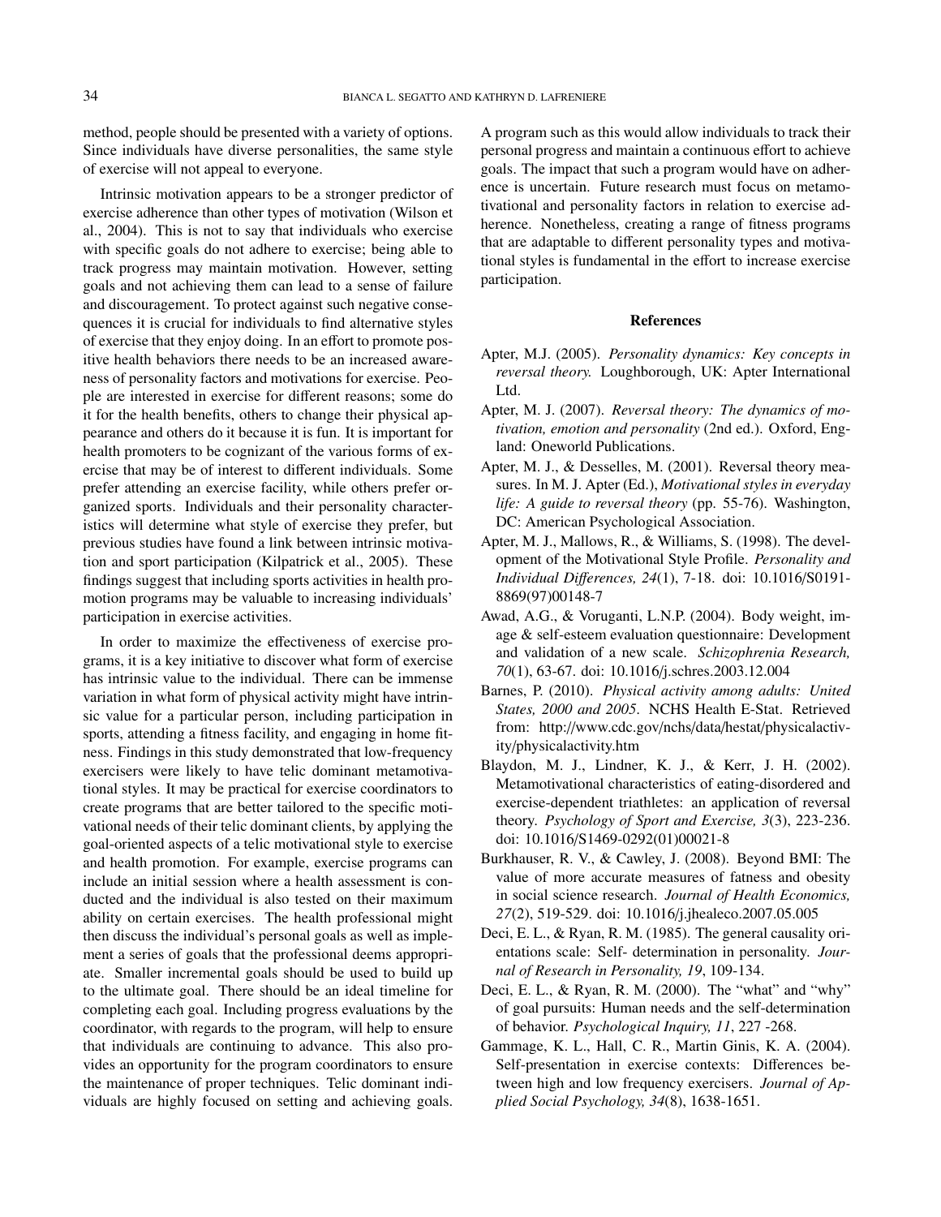method, people should be presented with a variety of options. Since individuals have diverse personalities, the same style of exercise will not appeal to everyone.

Intrinsic motivation appears to be a stronger predictor of exercise adherence than other types of motivation (Wilson et al., 2004). This is not to say that individuals who exercise with specific goals do not adhere to exercise; being able to track progress may maintain motivation. However, setting goals and not achieving them can lead to a sense of failure and discouragement. To protect against such negative consequences it is crucial for individuals to find alternative styles of exercise that they enjoy doing. In an effort to promote positive health behaviors there needs to be an increased awareness of personality factors and motivations for exercise. People are interested in exercise for different reasons; some do it for the health benefits, others to change their physical appearance and others do it because it is fun. It is important for health promoters to be cognizant of the various forms of exercise that may be of interest to different individuals. Some prefer attending an exercise facility, while others prefer organized sports. Individuals and their personality characteristics will determine what style of exercise they prefer, but previous studies have found a link between intrinsic motivation and sport participation (Kilpatrick et al., 2005). These findings suggest that including sports activities in health promotion programs may be valuable to increasing individuals' participation in exercise activities.

In order to maximize the effectiveness of exercise programs, it is a key initiative to discover what form of exercise has intrinsic value to the individual. There can be immense variation in what form of physical activity might have intrinsic value for a particular person, including participation in sports, attending a fitness facility, and engaging in home fitness. Findings in this study demonstrated that low-frequency exercisers were likely to have telic dominant metamotivational styles. It may be practical for exercise coordinators to create programs that are better tailored to the specific motivational needs of their telic dominant clients, by applying the goal-oriented aspects of a telic motivational style to exercise and health promotion. For example, exercise programs can include an initial session where a health assessment is conducted and the individual is also tested on their maximum ability on certain exercises. The health professional might then discuss the individual's personal goals as well as implement a series of goals that the professional deems appropriate. Smaller incremental goals should be used to build up to the ultimate goal. There should be an ideal timeline for completing each goal. Including progress evaluations by the coordinator, with regards to the program, will help to ensure that individuals are continuing to advance. This also provides an opportunity for the program coordinators to ensure the maintenance of proper techniques. Telic dominant individuals are highly focused on setting and achieving goals. A program such as this would allow individuals to track their personal progress and maintain a continuous effort to achieve goals. The impact that such a program would have on adherence is uncertain. Future research must focus on metamotivational and personality factors in relation to exercise adherence. Nonetheless, creating a range of fitness programs that are adaptable to different personality types and motivational styles is fundamental in the effort to increase exercise participation.

## References

Apter, M.J. (2005). *Personality dynamics: Key concepts in reversal theory.* Loughborough, UK: Apter International Ltd.

Apter, M. J. (2007). *Reversal theory: The dynamics of motivation, emotion and personality* (2nd ed.). Oxford, England: Oneworld Publications.

Apter, M. J., & Desselles, M. (2001). Reversal theory measures. In M. J. Apter (Ed.), *Motivational styles in everyday life: A guide to reversal theory* (pp. 55-76). Washington, DC: American Psychological Association.

Apter, M. J., Mallows, R., & Williams, S. (1998). The development of the Motivational Style Profile. *Personality and Individual Differences, 24*(1), 7-18. doi: 10.1016/S0191-8869(97)00148-7

Awad, A.G., & Voruganti, L.N.P. (2004). Body weight, image & self-esteem evaluation questionnaire: Development and validation of a new scale. *Schizophrenia Research, 70*(1), 63-67. doi: 10.1016/j.schres.2003.12.004

Barnes, P. (2010). *Physical activity among adults: United States, 2000 and 2005.* NCHS Health E-Stat. Retrieved from: http://www.cdc.gov/nchs/data/hestat/physicalactivity/physicalactivity.htm

Blaydon, M. J., Lindner, K. J., & Kerr, J. H. (2002). Metamotivational characteristics of eating-disordered and exercise-dependent triathletes: an application of reversal theory. *Psychology of Sport and Exercise, 3*(3), 223-236. doi: 10.1016/S1469-0292(01)00021-8

Burkhauser, R. V., & Cawley, J. (2008). Beyond BMI: The value of more accurate measures of fatness and obesity in social science research. *Journal of Health Economics, 27*(2), 519-529. doi: 10.1016/j.jhealeco.2007.05.005

Deci, E. L., & Ryan, R. M. (1985). The general causality orientations scale: Self- determination in personality. *Journal of Research in Personality, 19*, 109-134.

Deci, E. L., & Ryan, R. M. (2000). The "what" and "why" of goal pursuits: Human needs and the self-determination of behavior. *Psychological Inquiry, 11*, 227 -268.

Gammage, K. L., Hall, C. R., Martin Ginis, K. A. (2004). Self-presentation in exercise contexts: Differences between high and low frequency exercisers. *Journal of Applied Social Psychology, 34*(8), 1638-1651.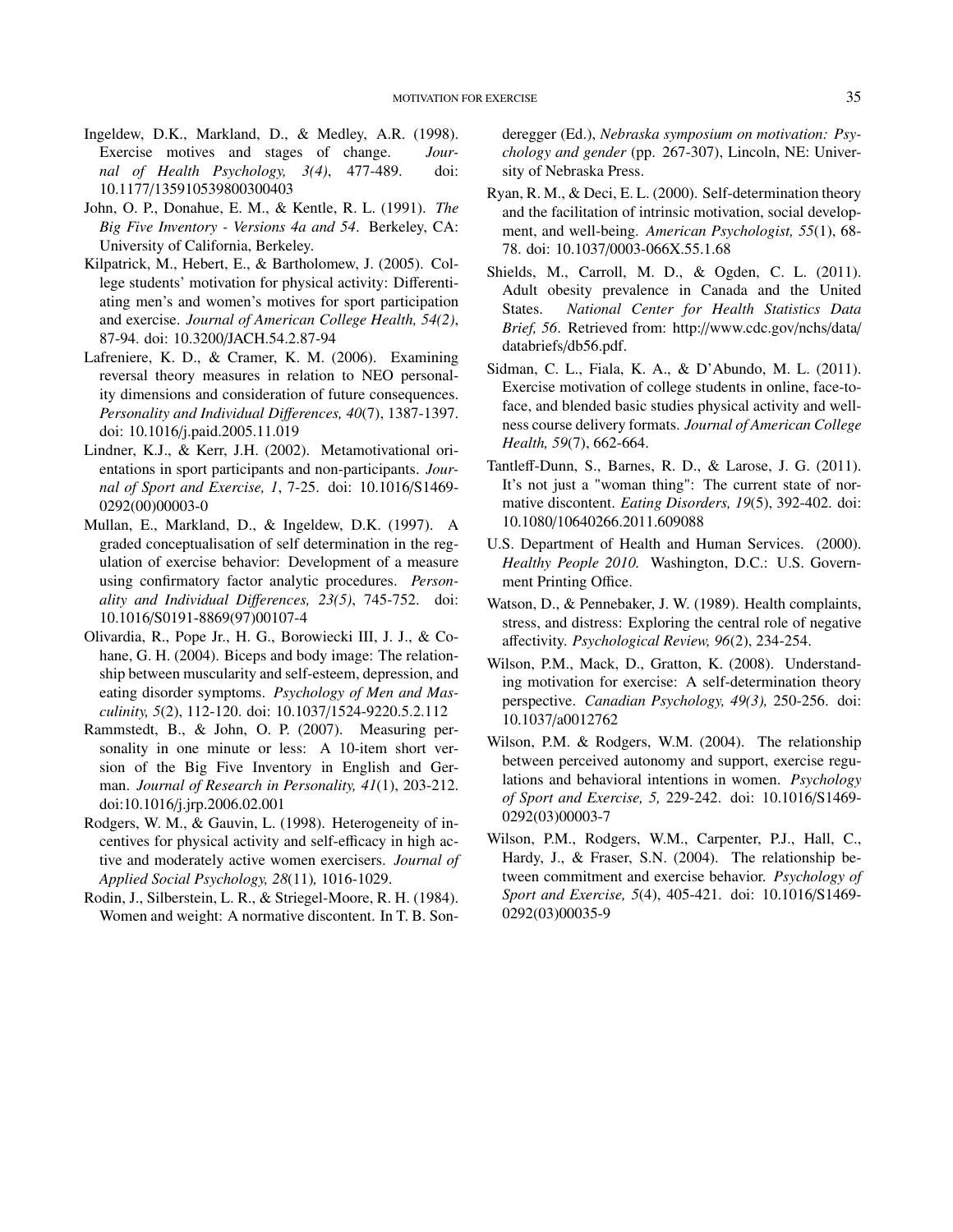Ingeldew, D.K., Markland, D., & Medley, A.R. (1998). Exercise motives and stages of change. *Journal of Health Psychology, 3(4)*, 477-489. doi: 10.1177/135910539800300403

John, O. P., Donahue, E. M., & Kentle, R. L. (1991). *The Big Five Inventory - Versions 4a and 54*. Berkeley, CA: University of California, Berkeley.

Kilpatrick, M., Hebert, E., & Bartholomew, J. (2005). College students' motivation for physical activity: Differentiating men's and women's motives for sport participation and exercise. *Journal of American College Health, 54(2)*, 87-94. doi: 10.3200/JACH.54.2.87-94

Lafreniere, K. D., & Cramer, K. M. (2006). Examining reversal theory measures in relation to NEO personality dimensions and consideration of future consequences. *Personality and Individual Differences, 40*(7), 1387-1397. doi: 10.1016/j.paid.2005.11.019

Lindner, K.J., & Kerr, J.H. (2002). Metamotivational orientations in sport participants and non-participants. *Journal of Sport and Exercise, 1*, 7-25. doi: 10.1016/S1469-0292(00)00003-0

Mullan, E., Markland, D., & Ingeldew, D.K. (1997). A graded conceptualisation of self determination in the regulation of exercise behavior: Development of a measure using confirmatory factor analytic procedures. *Personality and Individual Differences, 23(5)*, 745-752. doi: 10.1016/S0191-8869(97)00107-4

Olivardia, R., Pope Jr., H. G., Borowiecki III, J. J., & Cohane, G. H. (2004). Biceps and body image: The relationship between muscularity and self-esteem, depression, and eating disorder symptoms. *Psychology of Men and Masculinity, 5*(2), 112-120. doi: 10.1037/1524-9220.5.2.112

Rammstedt, B., & John, O. P. (2007). Measuring personality in one minute or less: A 10-item short version of the Big Five Inventory in English and German. *Journal of Research in Personality, 41*(1), 203-212. doi:10.1016/j.jrp.2006.02.001

Rodgers, W. M., & Gauvin, L. (1998). Heterogeneity of incentives for physical activity and self-efficacy in high active and moderately active women exercisers. *Journal of Applied Social Psychology, 28*(11)*,* 1016-1029.

Rodin, J., Silberstein, L. R., & Striegel-Moore, R. H. (1984). Women and weight: A normative discontent. In T. B. Sonderegger (Ed.), *Nebraska symposium on motivation: Psychology and gender* (pp. 267-307), Lincoln, NE: University of Nebraska Press.

Ryan, R. M., & Deci, E. L. (2000). Self-determination theory and the facilitation of intrinsic motivation, social development, and well-being. *American Psychologist, 55*(1), 68-78. doi: 10.1037/0003-066X.55.1.68

Shields, M., Carroll, M. D., & Ogden, C. L. (2011). Adult obesity prevalence in Canada and the United States. *National Center for Health Statistics Data Brief, 56*. Retrieved from: http://www.cdc.gov/nchs/data/databriefs/db56.pdf.

Sidman, C. L., Fiala, K. A., & D'Abundo, M. L. (2011). Exercise motivation of college students in online, face-to-face, and blended basic studies physical activity and wellness course delivery formats. *Journal of American College Health, 59*(7), 662-664.

Tantleff-Dunn, S., Barnes, R. D., & Larose, J. G. (2011). It's not just a "woman thing": The current state of normative discontent. *Eating Disorders, 19*(5), 392-402. doi: 10.1080/10640266.2011.609088

U.S. Department of Health and Human Services. (2000). *Healthy People 2010.* Washington, D.C.: U.S. Government Printing Office.

Watson, D., & Pennebaker, J. W. (1989). Health complaints, stress, and distress: Exploring the central role of negative affectivity. *Psychological Review, 96*(2), 234-254.

Wilson, P.M., Mack, D., Gratton, K. (2008). Understanding motivation for exercise: A self-determination theory perspective. *Canadian Psychology, 49(3),* 250-256. doi: 10.1037/a0012762

Wilson, P.M. & Rodgers, W.M. (2004). The relationship between perceived autonomy and support, exercise regulations and behavioral intentions in women. *Psychology of Sport and Exercise, 5,* 229-242. doi: 10.1016/S1469-0292(03)00003-7

Wilson, P.M., Rodgers, W.M., Carpenter, P.J., Hall, C., Hardy, J., & Fraser, S.N. (2004). The relationship between commitment and exercise behavior. *Psychology of Sport and Exercise, 5*(4), 405-421. doi: 10.1016/S1469-0292(03)00035-9